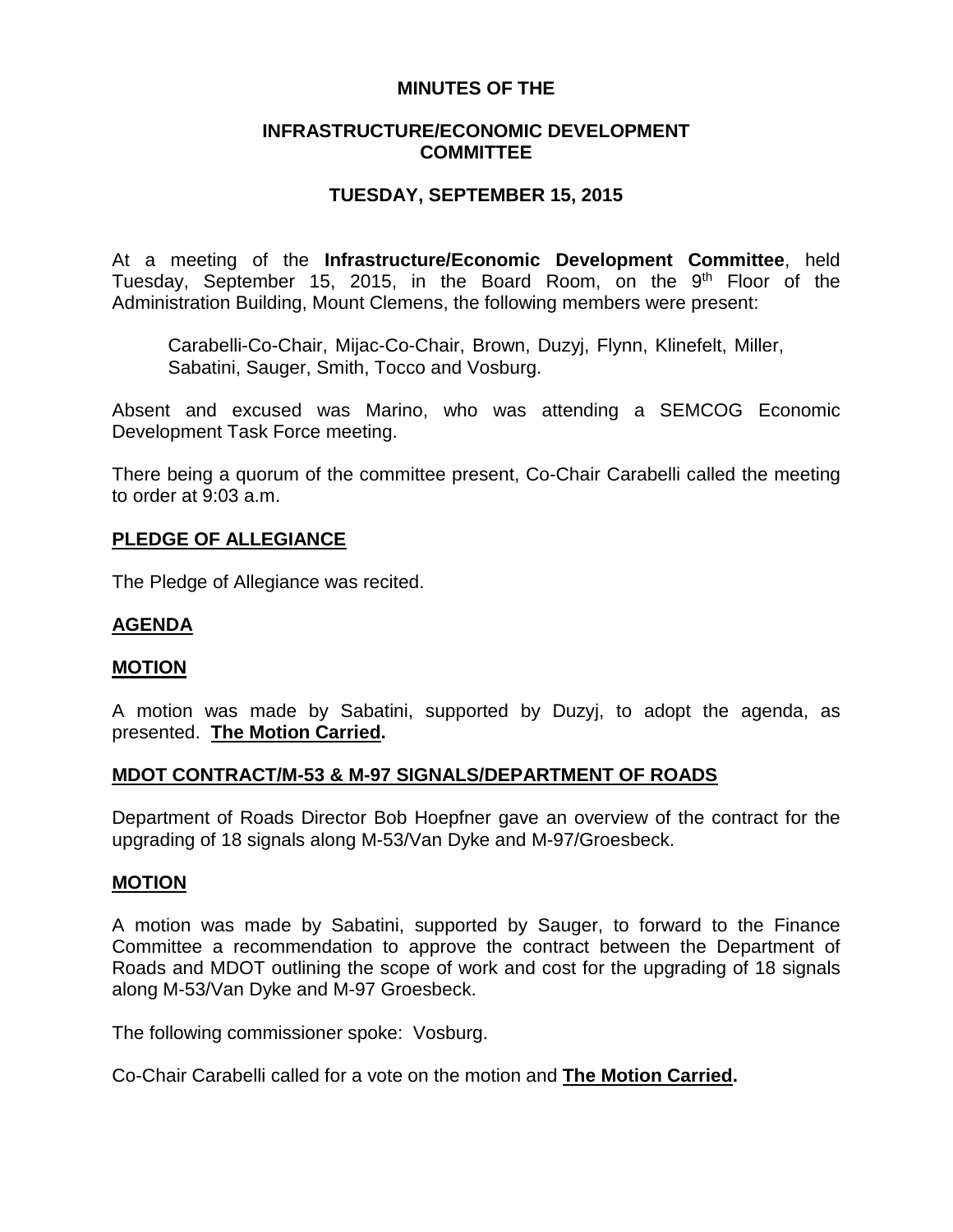# MINUTES OF THE

## INFRASTRUCTURE/ECONOMIC DEVELOPMENT COMMITTEE

## TUESDAY, SEPTEMBER 15, 2015

At a meeting of the **Infrastructure/Economic Development Committee**, held Tuesday, September 15, 2015, in the Board Room, on the 9th Floor of the Administration Building, Mount Clemens, the following members were present:

> Carabelli-Co-Chair, Mijac-Co-Chair, Brown, Duzyj, Flynn, Klinefelt, Miller, Sabatini, Sauger, Smith, Tocco and Vosburg.

Absent and excused was Marino, who was attending a SEMCOG Economic Development Task Force meeting.

There being a quorum of the committee present, Co-Chair Carabelli called the meeting to order at 9:03 a.m.

**PLEDGE OF ALLEGIANCE**

The Pledge of Allegiance was recited.

**AGENDA**

**MOTION**

A motion was made by Sabatini, supported by Duzyj, to adopt the agenda, as presented. **The Motion Carried.**

**MDOT CONTRACT/M-53 & M-97 SIGNALS/DEPARTMENT OF ROADS**

Department of Roads Director Bob Hoepfner gave an overview of the contract for the upgrading of 18 signals along M-53/Van Dyke and M-97/Groesbeck.

**MOTION**

A motion was made by Sabatini, supported by Sauger, to forward to the Finance Committee a recommendation to approve the contract between the Department of Roads and MDOT outlining the scope of work and cost for the upgrading of 18 signals along M-53/Van Dyke and M-97 Groesbeck.

The following commissioner spoke: Vosburg.

Co-Chair Carabelli called for a vote on the motion and **The Motion Carried.**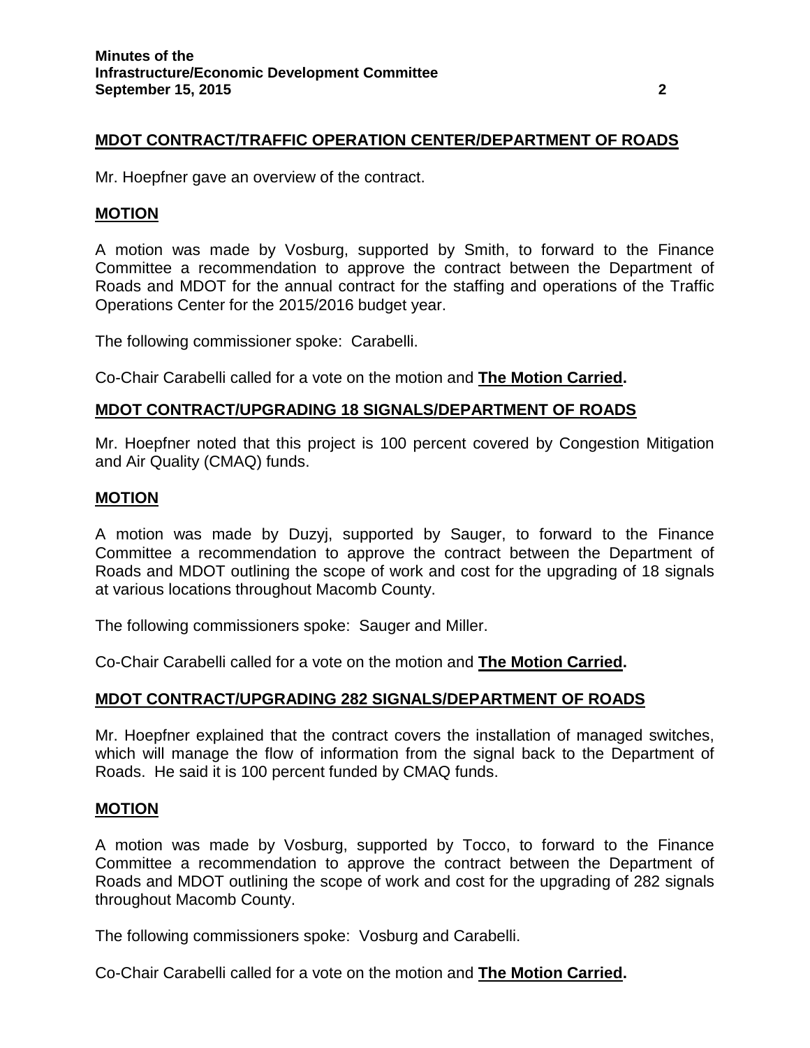**MDOT CONTRACT/TRAFFIC OPERATION CENTER/DEPARTMENT OF ROADS**

Mr. Hoepfner gave an overview of the contract.

**MOTION**

A motion was made by Vosburg, supported by Smith, to forward to the Finance Committee a recommendation to approve the contract between the Department of Roads and MDOT for the annual contract for the staffing and operations of the Traffic Operations Center for the 2015/2016 budget year.

The following commissioner spoke: Carabelli.

Co-Chair Carabelli called for a vote on the motion and **The Motion Carried.**

**MDOT CONTRACT/UPGRADING 18 SIGNALS/DEPARTMENT OF ROADS**

Mr. Hoepfner noted that this project is 100 percent covered by Congestion Mitigation and Air Quality (CMAQ) funds.

**MOTION**

A motion was made by Duzyj, supported by Sauger, to forward to the Finance Committee a recommendation to approve the contract between the Department of Roads and MDOT outlining the scope of work and cost for the upgrading of 18 signals at various locations throughout Macomb County.

The following commissioners spoke: Sauger and Miller.

Co-Chair Carabelli called for a vote on the motion and **The Motion Carried.**

**MDOT CONTRACT/UPGRADING 282 SIGNALS/DEPARTMENT OF ROADS**

Mr. Hoepfner explained that the contract covers the installation of managed switches, which will manage the flow of information from the signal back to the Department of Roads. He said it is 100 percent funded by CMAQ funds.

**MOTION**

A motion was made by Vosburg, supported by Tocco, to forward to the Finance Committee a recommendation to approve the contract between the Department of Roads and MDOT outlining the scope of work and cost for the upgrading of 282 signals throughout Macomb County.

The following commissioners spoke: Vosburg and Carabelli.

Co-Chair Carabelli called for a vote on the motion and **The Motion Carried.**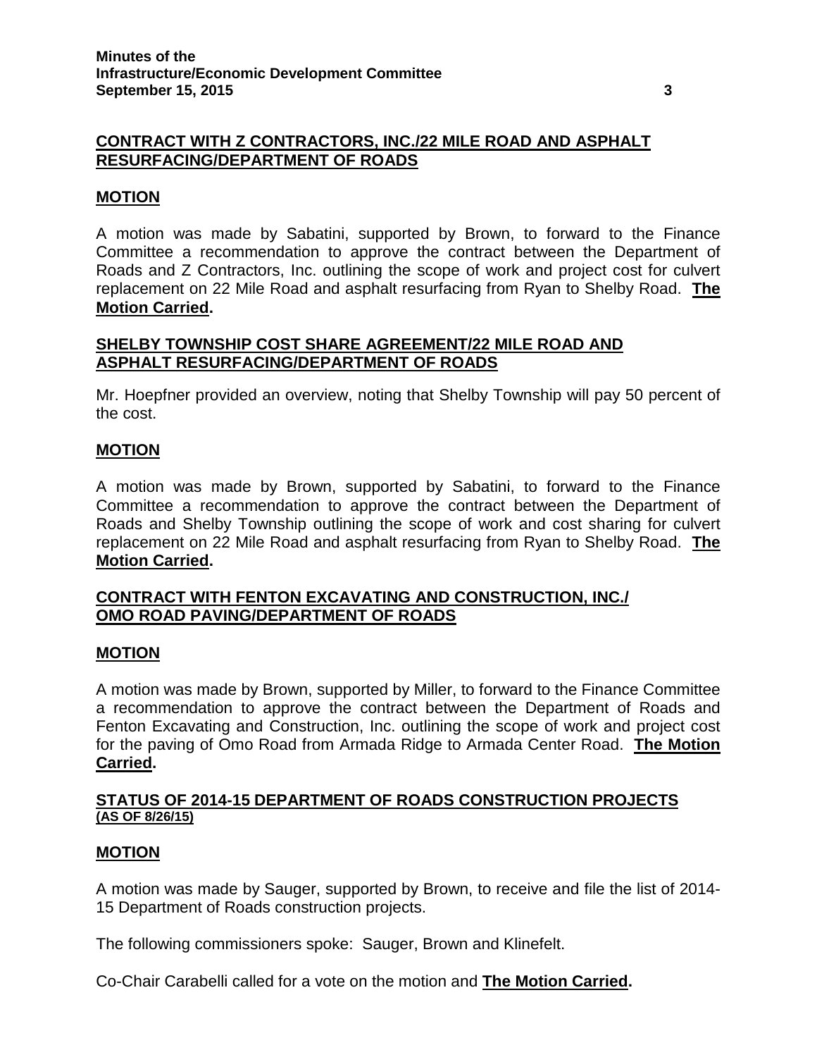## CONTRACT WITH Z CONTRACTORS, INC./22 MILE ROAD AND ASPHALT RESURFACING/DEPARTMENT OF ROADS

### MOTION

A motion was made by Sabatini, supported by Brown, to forward to the Finance Committee a recommendation to approve the contract between the Department of Roads and Z Contractors, Inc. outlining the scope of work and project cost for culvert replacement on 22 Mile Road and asphalt resurfacing from Ryan to Shelby Road. **The Motion Carried.**

## SHELBY TOWNSHIP COST SHARE AGREEMENT/22 MILE ROAD AND ASPHALT RESURFACING/DEPARTMENT OF ROADS

Mr. Hoepfner provided an overview, noting that Shelby Township will pay 50 percent of the cost.

### MOTION

A motion was made by Brown, supported by Sabatini, to forward to the Finance Committee a recommendation to approve the contract between the Department of Roads and Shelby Township outlining the scope of work and cost sharing for culvert replacement on 22 Mile Road and asphalt resurfacing from Ryan to Shelby Road. **The Motion Carried.**

## CONTRACT WITH FENTON EXCAVATING AND CONSTRUCTION, INC./ OMO ROAD PAVING/DEPARTMENT OF ROADS

### MOTION

A motion was made by Brown, supported by Miller, to forward to the Finance Committee a recommendation to approve the contract between the Department of Roads and Fenton Excavating and Construction, Inc. outlining the scope of work and project cost for the paving of Omo Road from Armada Ridge to Armada Center Road. **The Motion Carried.**

## STATUS OF 2014-15 DEPARTMENT OF ROADS CONSTRUCTION PROJECTS (AS OF 8/26/15)

### MOTION

A motion was made by Sauger, supported by Brown, to receive and file the list of 2014-15 Department of Roads construction projects.

The following commissioners spoke: Sauger, Brown and Klinefelt.

Co-Chair Carabelli called for a vote on the motion and **The Motion Carried.**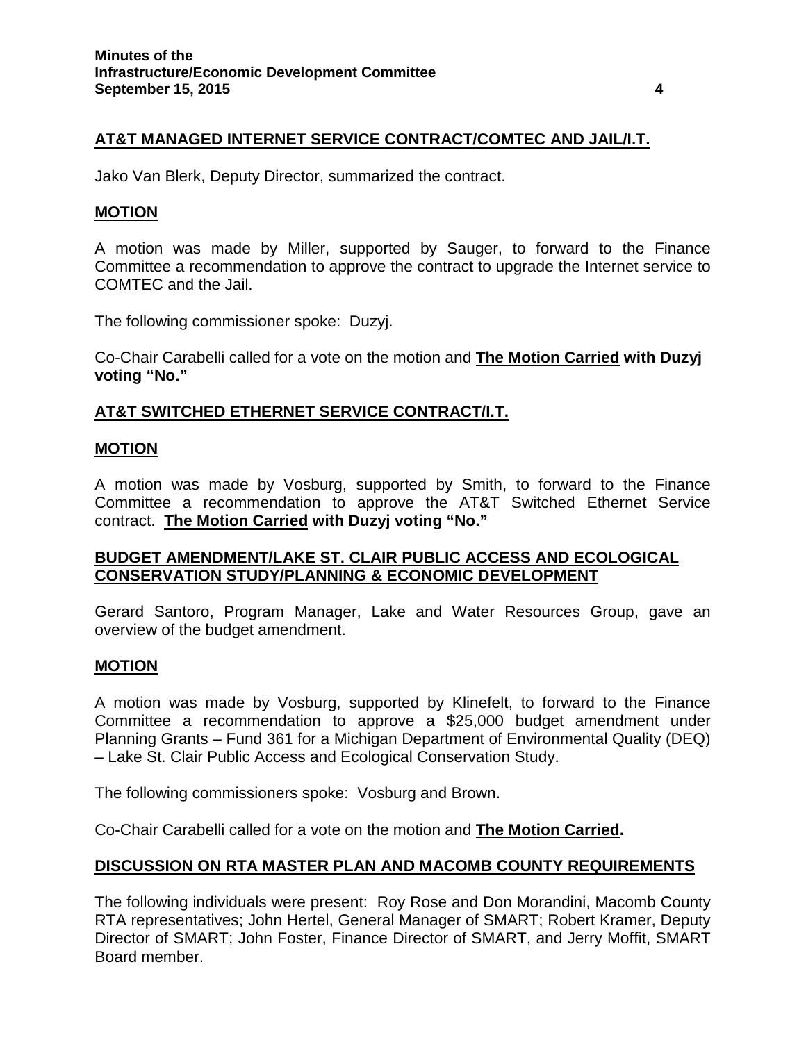## AT&T MANAGED INTERNET SERVICE CONTRACT/COMTEC AND JAIL/I.T.

Jako Van Blerk, Deputy Director, summarized the contract.

### MOTION

A motion was made by Miller, supported by Sauger, to forward to the Finance Committee a recommendation to approve the contract to upgrade the Internet service to COMTEC and the Jail.

The following commissioner spoke: Duzyj.

Co-Chair Carabelli called for a vote on the motion and **The Motion Carried with Duzyj voting "No."**

## AT&T SWITCHED ETHERNET SERVICE CONTRACT/I.T.

### MOTION

A motion was made by Vosburg, supported by Smith, to forward to the Finance Committee a recommendation to approve the AT&T Switched Ethernet Service contract. **The Motion Carried with Duzyj voting "No."**

## BUDGET AMENDMENT/LAKE ST. CLAIR PUBLIC ACCESS AND ECOLOGICAL CONSERVATION STUDY/PLANNING & ECONOMIC DEVELOPMENT

Gerard Santoro, Program Manager, Lake and Water Resources Group, gave an overview of the budget amendment.

### MOTION

A motion was made by Vosburg, supported by Klinefelt, to forward to the Finance Committee a recommendation to approve a $25,000 budget amendment under Planning Grants – Fund 361 for a Michigan Department of Environmental Quality (DEQ) – Lake St. Clair Public Access and Ecological Conservation Study.

The following commissioners spoke: Vosburg and Brown.

Co-Chair Carabelli called for a vote on the motion and **The Motion Carried.**

## DISCUSSION ON RTA MASTER PLAN AND MACOMB COUNTY REQUIREMENTS

The following individuals were present: Roy Rose and Don Morandini, Macomb County RTA representatives; John Hertel, General Manager of SMART; Robert Kramer, Deputy Director of SMART; John Foster, Finance Director of SMART, and Jerry Moffit, SMART Board member.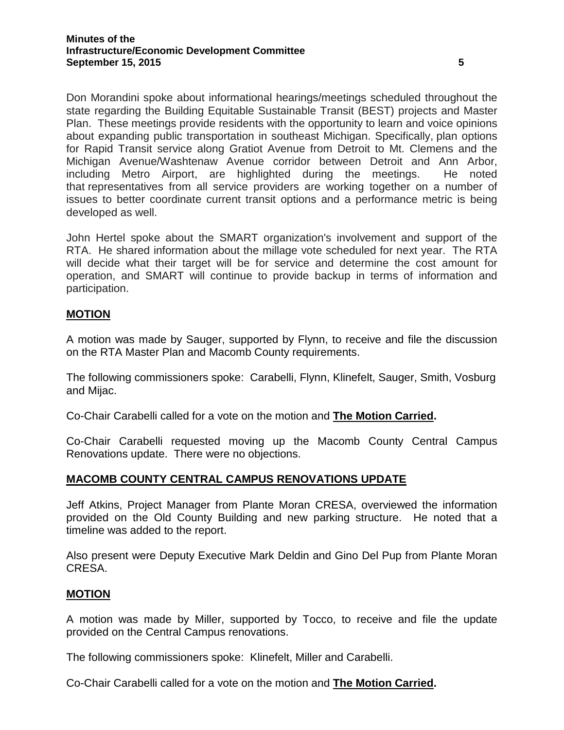Don Morandini spoke about informational hearings/meetings scheduled throughout the state regarding the Building Equitable Sustainable Transit (BEST) projects and Master Plan. These meetings provide residents with the opportunity to learn and voice opinions about expanding public transportation in southeast Michigan. Specifically, plan options for Rapid Transit service along Gratiot Avenue from Detroit to Mt. Clemens and the Michigan Avenue/Washtenaw Avenue corridor between Detroit and Ann Arbor, including Metro Airport, are highlighted during the meetings. He noted that representatives from all service providers are working together on a number of issues to better coordinate current transit options and a performance metric is being developed as well.

John Hertel spoke about the SMART organization's involvement and support of the RTA. He shared information about the millage vote scheduled for next year. The RTA will decide what their target will be for service and determine the cost amount for operation, and SMART will continue to provide backup in terms of information and participation.

**MOTION**

A motion was made by Sauger, supported by Flynn, to receive and file the discussion on the RTA Master Plan and Macomb County requirements.

The following commissioners spoke: Carabelli, Flynn, Klinefelt, Sauger, Smith, Vosburg and Mijac.

Co-Chair Carabelli called for a vote on the motion and **The Motion Carried.**

Co-Chair Carabelli requested moving up the Macomb County Central Campus Renovations update. There were no objections.

**MACOMB COUNTY CENTRAL CAMPUS RENOVATIONS UPDATE**

Jeff Atkins, Project Manager from Plante Moran CRESA, overviewed the information provided on the Old County Building and new parking structure. He noted that a timeline was added to the report.

Also present were Deputy Executive Mark Deldin and Gino Del Pup from Plante Moran CRESA.

**MOTION**

A motion was made by Miller, supported by Tocco, to receive and file the update provided on the Central Campus renovations.

The following commissioners spoke: Klinefelt, Miller and Carabelli.

Co-Chair Carabelli called for a vote on the motion and **The Motion Carried.**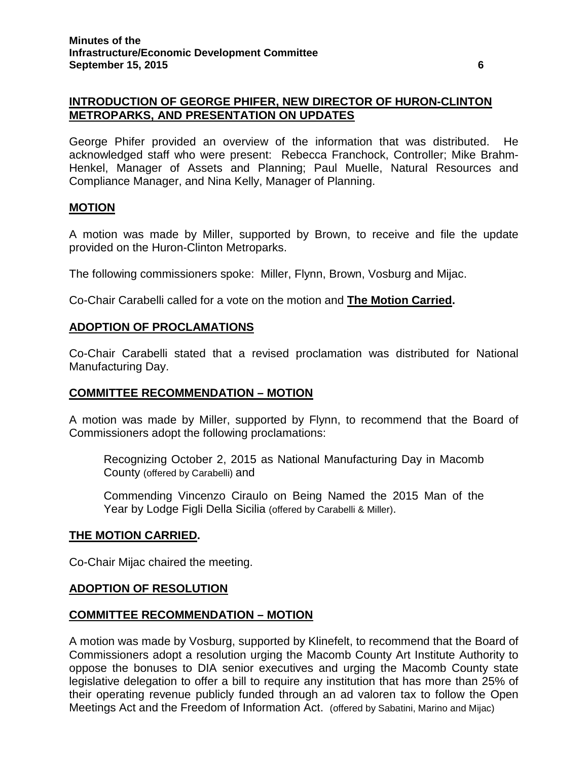## INTRODUCTION OF GEORGE PHIFER, NEW DIRECTOR OF HURON-CLINTON METROPARKS, AND PRESENTATION ON UPDATES

George Phifer provided an overview of the information that was distributed. He acknowledged staff who were present: Rebecca Franchock, Controller; Mike Brahm-Henkel, Manager of Assets and Planning; Paul Muelle, Natural Resources and Compliance Manager, and Nina Kelly, Manager of Planning.

## MOTION

A motion was made by Miller, supported by Brown, to receive and file the update provided on the Huron-Clinton Metroparks.

The following commissioners spoke: Miller, Flynn, Brown, Vosburg and Mijac.

Co-Chair Carabelli called for a vote on the motion and **The Motion Carried.**

## ADOPTION OF PROCLAMATIONS

Co-Chair Carabelli stated that a revised proclamation was distributed for National Manufacturing Day.

## COMMITTEE RECOMMENDATION – MOTION

A motion was made by Miller, supported by Flynn, to recommend that the Board of Commissioners adopt the following proclamations:

> Recognizing October 2, 2015 as National Manufacturing Day in Macomb County (offered by Carabelli) and
>
> Commending Vincenzo Ciraulo on Being Named the 2015 Man of the Year by Lodge Figli Della Sicilia (offered by Carabelli & Miller).

**THE MOTION CARRIED.**

Co-Chair Mijac chaired the meeting.

## ADOPTION OF RESOLUTION

## COMMITTEE RECOMMENDATION – MOTION

A motion was made by Vosburg, supported by Klinefelt, to recommend that the Board of Commissioners adopt a resolution urging the Macomb County Art Institute Authority to oppose the bonuses to DIA senior executives and urging the Macomb County state legislative delegation to offer a bill to require any institution that has more than 25% of their operating revenue publicly funded through an ad valoren tax to follow the Open Meetings Act and the Freedom of Information Act. (offered by Sabatini, Marino and Mijac)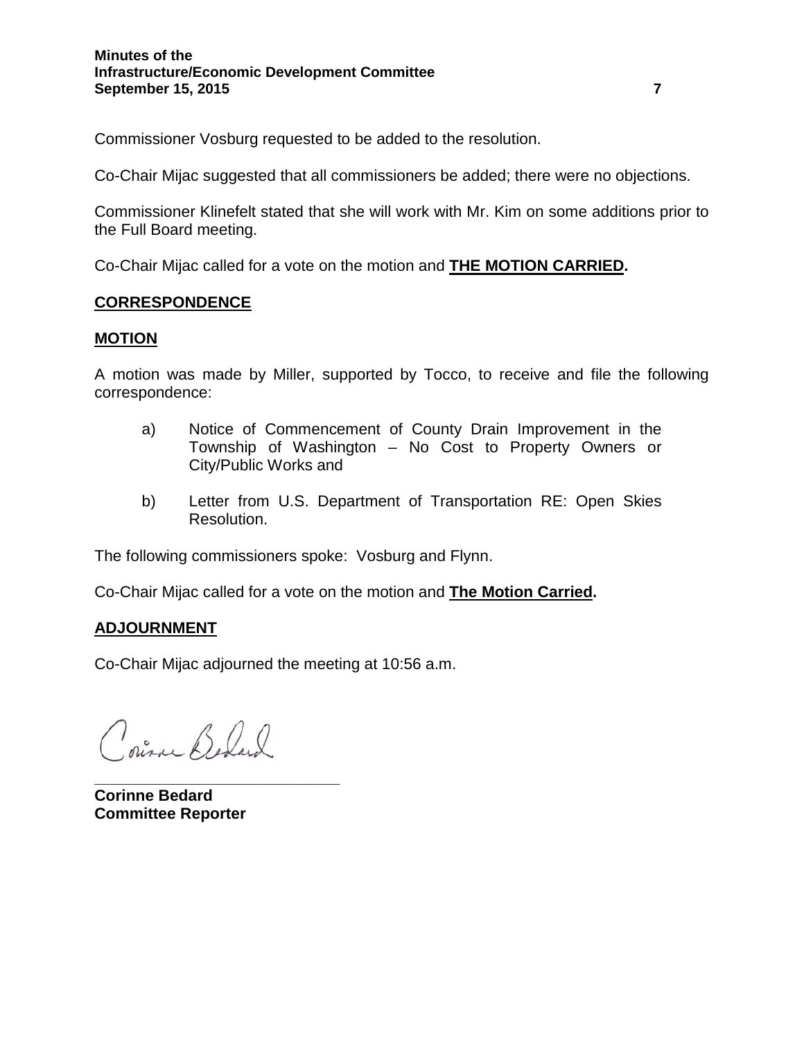Commissioner Vosburg requested to be added to the resolution.

Co-Chair Mijac suggested that all commissioners be added; there were no objections.

Commissioner Klinefelt stated that she will work with Mr. Kim on some additions prior to the Full Board meeting.

Co-Chair Mijac called for a vote on the motion and **THE MOTION CARRIED.**

## CORRESPONDENCE

### MOTION

A motion was made by Miller, supported by Tocco, to receive and file the following correspondence:

a) Notice of Commencement of County Drain Improvement in the Township of Washington – No Cost to Property Owners or City/Public Works and

b) Letter from U.S. Department of Transportation RE: Open Skies Resolution.

The following commissioners spoke: Vosburg and Flynn.

Co-Chair Mijac called for a vote on the motion and **The Motion Carried.**

## ADJOURNMENT

Co-Chair Mijac adjourned the meeting at 10:56 a.m.

**Corinne Bedard**
**Committee Reporter**